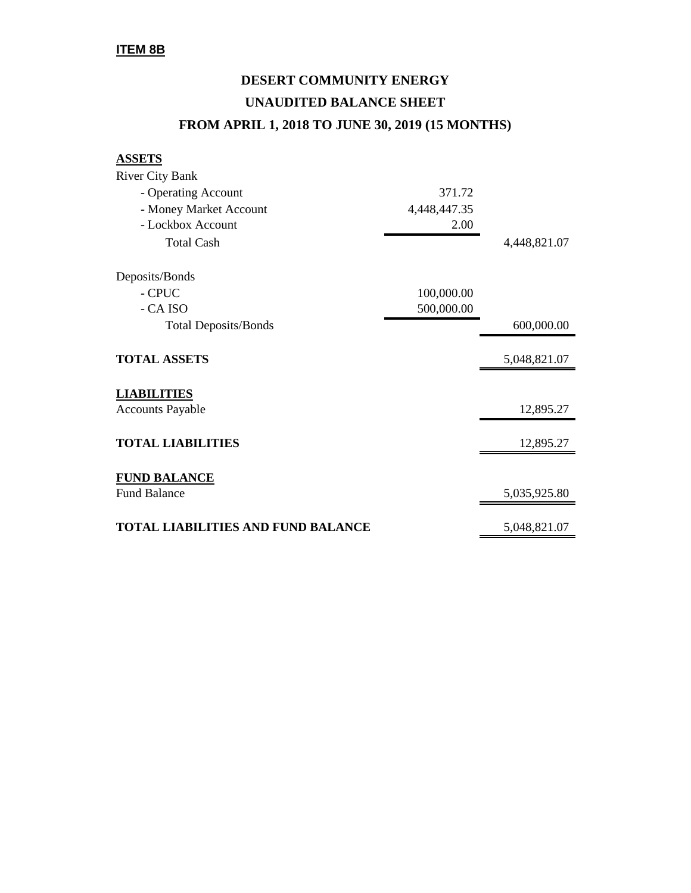**ITEM 8B**

# DESERT COMMUNITY ENERGY

## UNAUDITED BALANCE SHEET

## FROM APRIL 1, 2018 TO JUNE 30, 2019 (15 MONTHS)

| | | |
|---|---|---|
| **ASSETS** | | |
| River City Bank | | |
| - Operating Account | 371.72 | |
| - Money Market Account | 4,448,447.35 | |
| - Lockbox Account | 2.00 | |
| Total Cash | | 4,448,821.07 |
| | | |
| Deposits/Bonds | | |
| - CPUC | 100,000.00 | |
| - CA ISO | 500,000.00 | |
| Total Deposits/Bonds | | 600,000.00 |
| | | |
| **TOTAL ASSETS** | | 5,048,821.07 |
| | | |
| **LIABILITIES** | | |
| Accounts Payable | | 12,895.27 |
| | | |
| **TOTAL LIABILITIES** | | 12,895.27 |
| | | |
| **FUND BALANCE** | | |
| Fund Balance | | 5,035,925.80 |
| | | |
| **TOTAL LIABILITIES AND FUND BALANCE** | | 5,048,821.07 |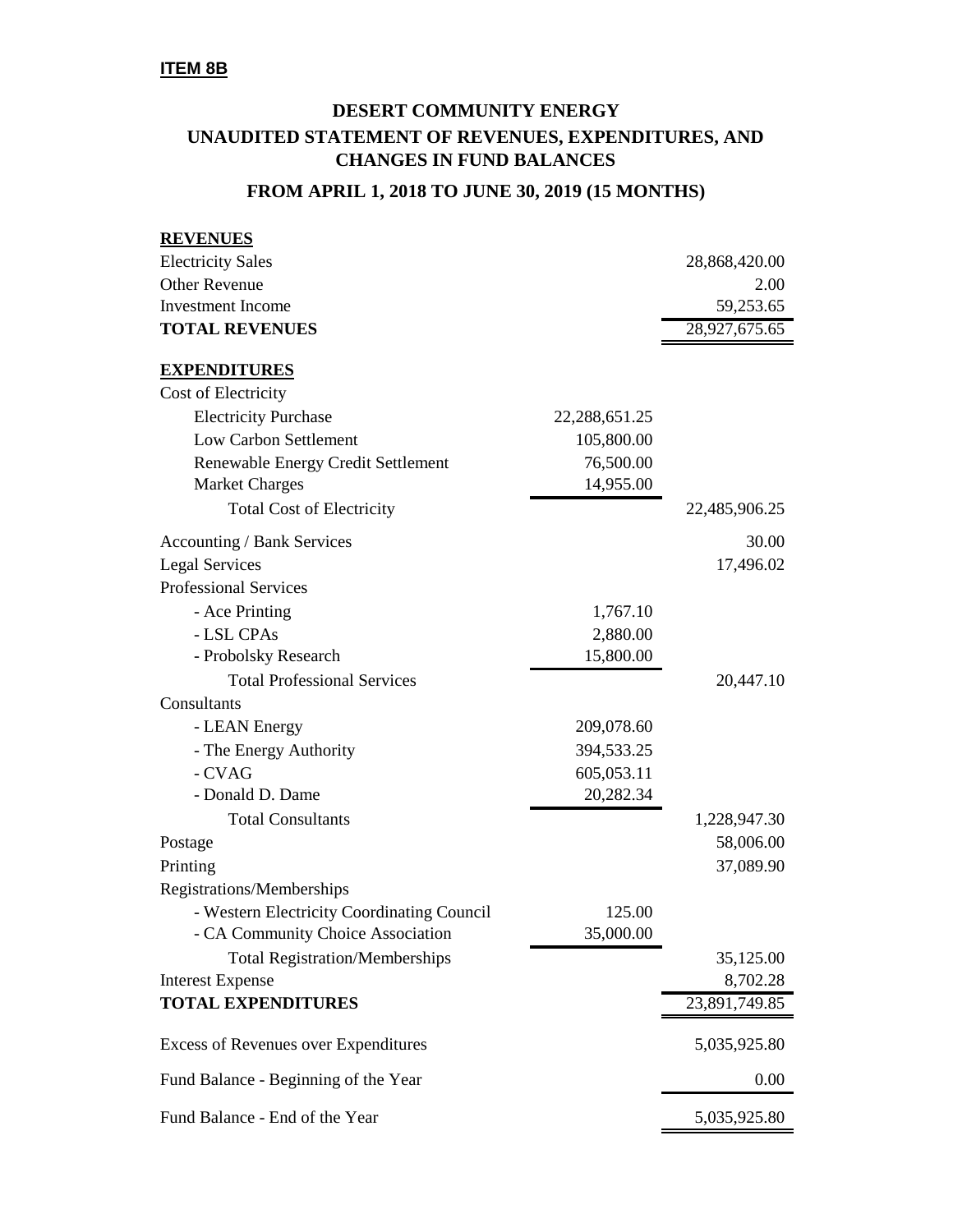**ITEM 8B**

# DESERT COMMUNITY ENERGY

## UNAUDITED STATEMENT OF REVENUES, EXPENDITURES, AND CHANGES IN FUND BALANCES

## FROM APRIL 1, 2018 TO JUNE 30, 2019 (15 MONTHS)

| | | |
|---|---|---|
| **REVENUES** | | |
| Electricity Sales | | 28,868,420.00 |
| Other Revenue | | 2.00 |
| Investment Income | | 59,253.65 |
| **TOTAL REVENUES** | | 28,927,675.65 |
| **EXPENDITURES** | | |
| Cost of Electricity | | |
| Electricity Purchase | 22,288,651.25 | |
| Low Carbon Settlement | 105,800.00 | |
| Renewable Energy Credit Settlement | 76,500.00 | |
| Market Charges | 14,955.00 | |
| Total Cost of Electricity | | 22,485,906.25 |
| Accounting / Bank Services | | 30.00 |
| Legal Services | | 17,496.02 |
| Professional Services | | |
| - Ace Printing | 1,767.10 | |
| - LSL CPAs | 2,880.00 | |
| - Probolsky Research | 15,800.00 | |
| Total Professional Services | | 20,447.10 |
| Consultants | | |
| - LEAN Energy | 209,078.60 | |
| - The Energy Authority | 394,533.25 | |
| - CVAG | 605,053.11 | |
| - Donald D. Dame | 20,282.34 | |
| Total Consultants | | 1,228,947.30 |
| Postage | | 58,006.00 |
| Printing | | 37,089.90 |
| Registrations/Memberships | | |
| - Western Electricity Coordinating Council | 125.00 | |
| - CA Community Choice Association | 35,000.00 | |
| Total Registration/Memberships | | 35,125.00 |
| Interest Expense | | 8,702.28 |
| **TOTAL EXPENDITURES** | | 23,891,749.85 |
| Excess of Revenues over Expenditures | | 5,035,925.80 |
| Fund Balance - Beginning of the Year | | 0.00 |
| Fund Balance - End of the Year | | 5,035,925.80 |